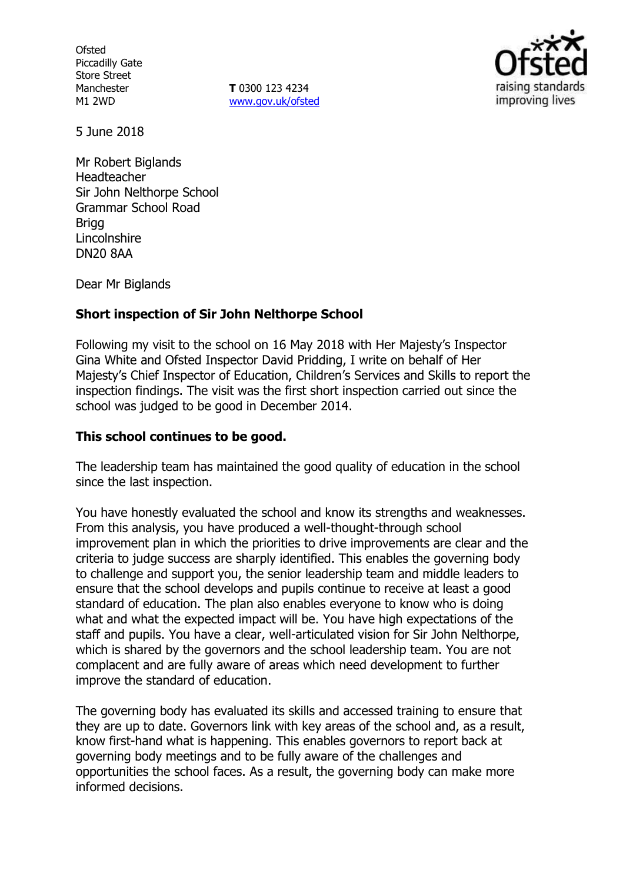Ofsted
Piccadilly Gate
Store Street
Manchester
M1 2WD

**T** 0300 123 4234
www.gov.uk/ofsted

5 June 2018

Mr Robert Biglands
Headteacher
Sir John Nelthorpe School
Grammar School Road
Brigg
Lincolnshire
DN20 8AA

Dear Mr Biglands

**Short inspection of Sir John Nelthorpe School**

Following my visit to the school on 16 May 2018 with Her Majesty's Inspector Gina White and Ofsted Inspector David Pridding, I write on behalf of Her Majesty's Chief Inspector of Education, Children's Services and Skills to report the inspection findings. The visit was the first short inspection carried out since the school was judged to be good in December 2014.

**This school continues to be good.**

The leadership team has maintained the good quality of education in the school since the last inspection.

You have honestly evaluated the school and know its strengths and weaknesses. From this analysis, you have produced a well-thought-through school improvement plan in which the priorities to drive improvements are clear and the criteria to judge success are sharply identified. This enables the governing body to challenge and support you, the senior leadership team and middle leaders to ensure that the school develops and pupils continue to receive at least a good standard of education. The plan also enables everyone to know who is doing what and what the expected impact will be. You have high expectations of the staff and pupils. You have a clear, well-articulated vision for Sir John Nelthorpe, which is shared by the governors and the school leadership team. You are not complacent and are fully aware of areas which need development to further improve the standard of education.

The governing body has evaluated its skills and accessed training to ensure that they are up to date. Governors link with key areas of the school and, as a result, know first-hand what is happening. This enables governors to report back at governing body meetings and to be fully aware of the challenges and opportunities the school faces. As a result, the governing body can make more informed decisions.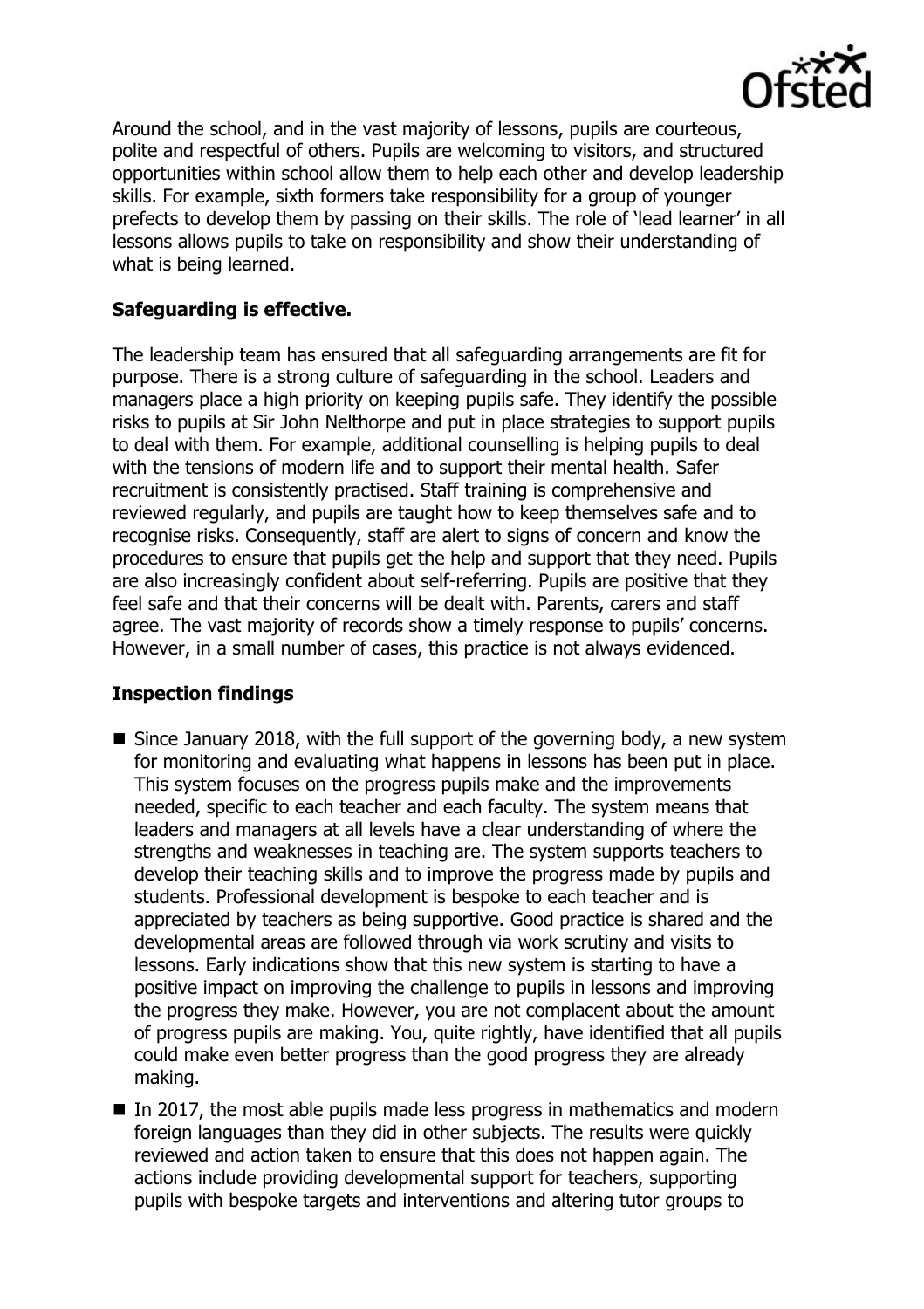Around the school, and in the vast majority of lessons, pupils are courteous, polite and respectful of others. Pupils are welcoming to visitors, and structured opportunities within school allow them to help each other and develop leadership skills. For example, sixth formers take responsibility for a group of younger prefects to develop them by passing on their skills. The role of 'lead learner' in all lessons allows pupils to take on responsibility and show their understanding of what is being learned.

**Safeguarding is effective.**

The leadership team has ensured that all safeguarding arrangements are fit for purpose. There is a strong culture of safeguarding in the school. Leaders and managers place a high priority on keeping pupils safe. They identify the possible risks to pupils at Sir John Nelthorpe and put in place strategies to support pupils to deal with them. For example, additional counselling is helping pupils to deal with the tensions of modern life and to support their mental health. Safer recruitment is consistently practised. Staff training is comprehensive and reviewed regularly, and pupils are taught how to keep themselves safe and to recognise risks. Consequently, staff are alert to signs of concern and know the procedures to ensure that pupils get the help and support that they need. Pupils are also increasingly confident about self-referring. Pupils are positive that they feel safe and that their concerns will be dealt with. Parents, carers and staff agree. The vast majority of records show a timely response to pupils' concerns. However, in a small number of cases, this practice is not always evidenced.

**Inspection findings**

- Since January 2018, with the full support of the governing body, a new system for monitoring and evaluating what happens in lessons has been put in place. This system focuses on the progress pupils make and the improvements needed, specific to each teacher and each faculty. The system means that leaders and managers at all levels have a clear understanding of where the strengths and weaknesses in teaching are. The system supports teachers to develop their teaching skills and to improve the progress made by pupils and students. Professional development is bespoke to each teacher and is appreciated by teachers as being supportive. Good practice is shared and the developmental areas are followed through via work scrutiny and visits to lessons. Early indications show that this new system is starting to have a positive impact on improving the challenge to pupils in lessons and improving the progress they make. However, you are not complacent about the amount of progress pupils are making. You, quite rightly, have identified that all pupils could make even better progress than the good progress they are already making.
- In 2017, the most able pupils made less progress in mathematics and modern foreign languages than they did in other subjects. The results were quickly reviewed and action taken to ensure that this does not happen again. The actions include providing developmental support for teachers, supporting pupils with bespoke targets and interventions and altering tutor groups to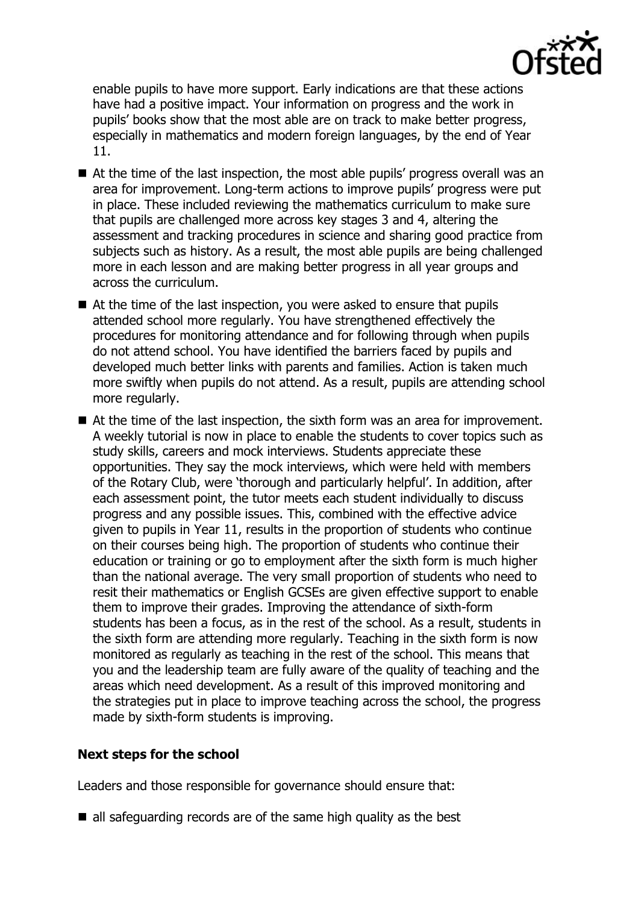enable pupils to have more support. Early indications are that these actions have had a positive impact. Your information on progress and the work in pupils' books show that the most able are on track to make better progress, especially in mathematics and modern foreign languages, by the end of Year 11.

- At the time of the last inspection, the most able pupils' progress overall was an area for improvement. Long-term actions to improve pupils' progress were put in place. These included reviewing the mathematics curriculum to make sure that pupils are challenged more across key stages 3 and 4, altering the assessment and tracking procedures in science and sharing good practice from subjects such as history. As a result, the most able pupils are being challenged more in each lesson and are making better progress in all year groups and across the curriculum.
- At the time of the last inspection, you were asked to ensure that pupils attended school more regularly. You have strengthened effectively the procedures for monitoring attendance and for following through when pupils do not attend school. You have identified the barriers faced by pupils and developed much better links with parents and families. Action is taken much more swiftly when pupils do not attend. As a result, pupils are attending school more regularly.
- At the time of the last inspection, the sixth form was an area for improvement. A weekly tutorial is now in place to enable the students to cover topics such as study skills, careers and mock interviews. Students appreciate these opportunities. They say the mock interviews, which were held with members of the Rotary Club, were 'thorough and particularly helpful'. In addition, after each assessment point, the tutor meets each student individually to discuss progress and any possible issues. This, combined with the effective advice given to pupils in Year 11, results in the proportion of students who continue on their courses being high. The proportion of students who continue their education or training or go to employment after the sixth form is much higher than the national average. The very small proportion of students who need to resit their mathematics or English GCSEs are given effective support to enable them to improve their grades. Improving the attendance of sixth-form students has been a focus, as in the rest of the school. As a result, students in the sixth form are attending more regularly. Teaching in the sixth form is now monitored as regularly as teaching in the rest of the school. This means that you and the leadership team are fully aware of the quality of teaching and the areas which need development. As a result of this improved monitoring and the strategies put in place to improve teaching across the school, the progress made by sixth-form students is improving.

## Next steps for the school

Leaders and those responsible for governance should ensure that:

- all safeguarding records are of the same high quality as the best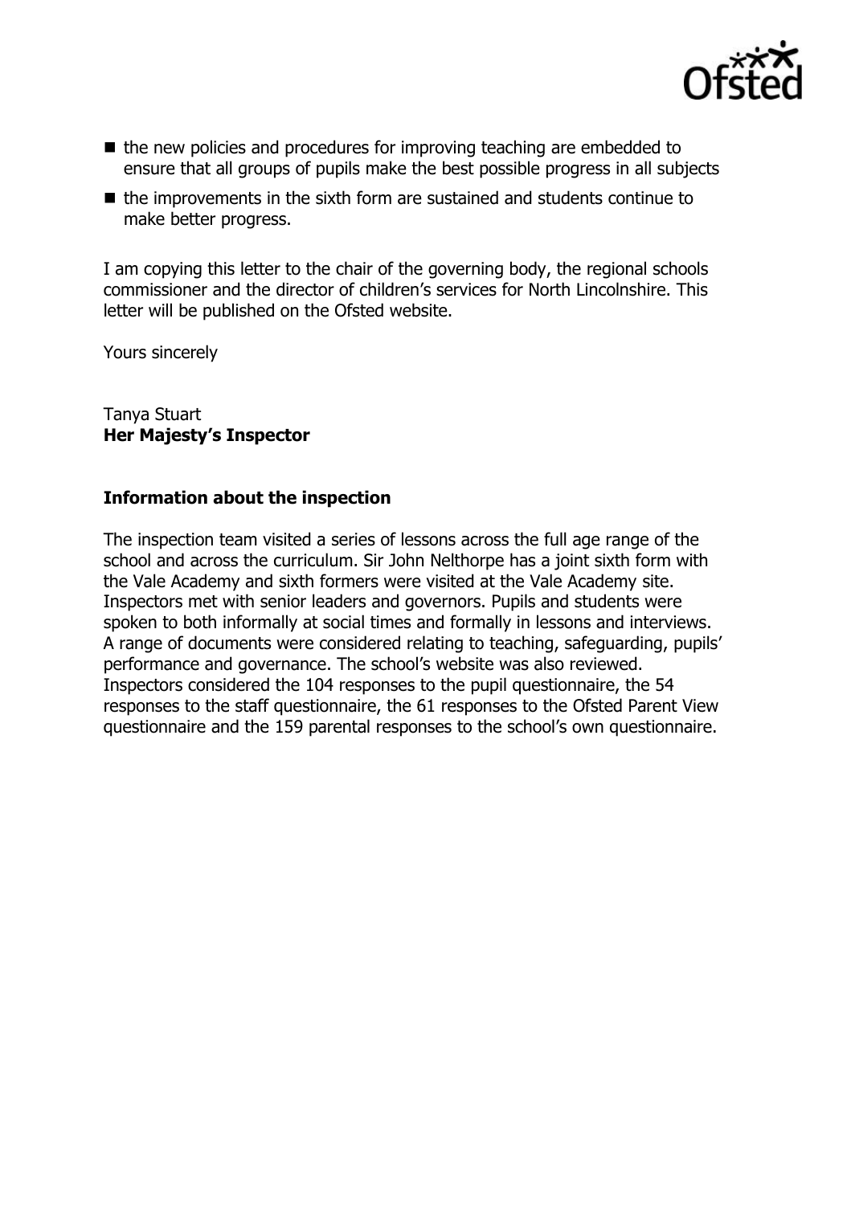- the new policies and procedures for improving teaching are embedded to ensure that all groups of pupils make the best possible progress in all subjects
- the improvements in the sixth form are sustained and students continue to make better progress.

I am copying this letter to the chair of the governing body, the regional schools commissioner and the director of children's services for North Lincolnshire. This letter will be published on the Ofsted website.

Yours sincerely

Tanya Stuart
**Her Majesty's Inspector**

### Information about the inspection

The inspection team visited a series of lessons across the full age range of the school and across the curriculum. Sir John Nelthorpe has a joint sixth form with the Vale Academy and sixth formers were visited at the Vale Academy site. Inspectors met with senior leaders and governors. Pupils and students were spoken to both informally at social times and formally in lessons and interviews. A range of documents were considered relating to teaching, safeguarding, pupils' performance and governance. The school's website was also reviewed. Inspectors considered the 104 responses to the pupil questionnaire, the 54 responses to the staff questionnaire, the 61 responses to the Ofsted Parent View questionnaire and the 159 parental responses to the school's own questionnaire.